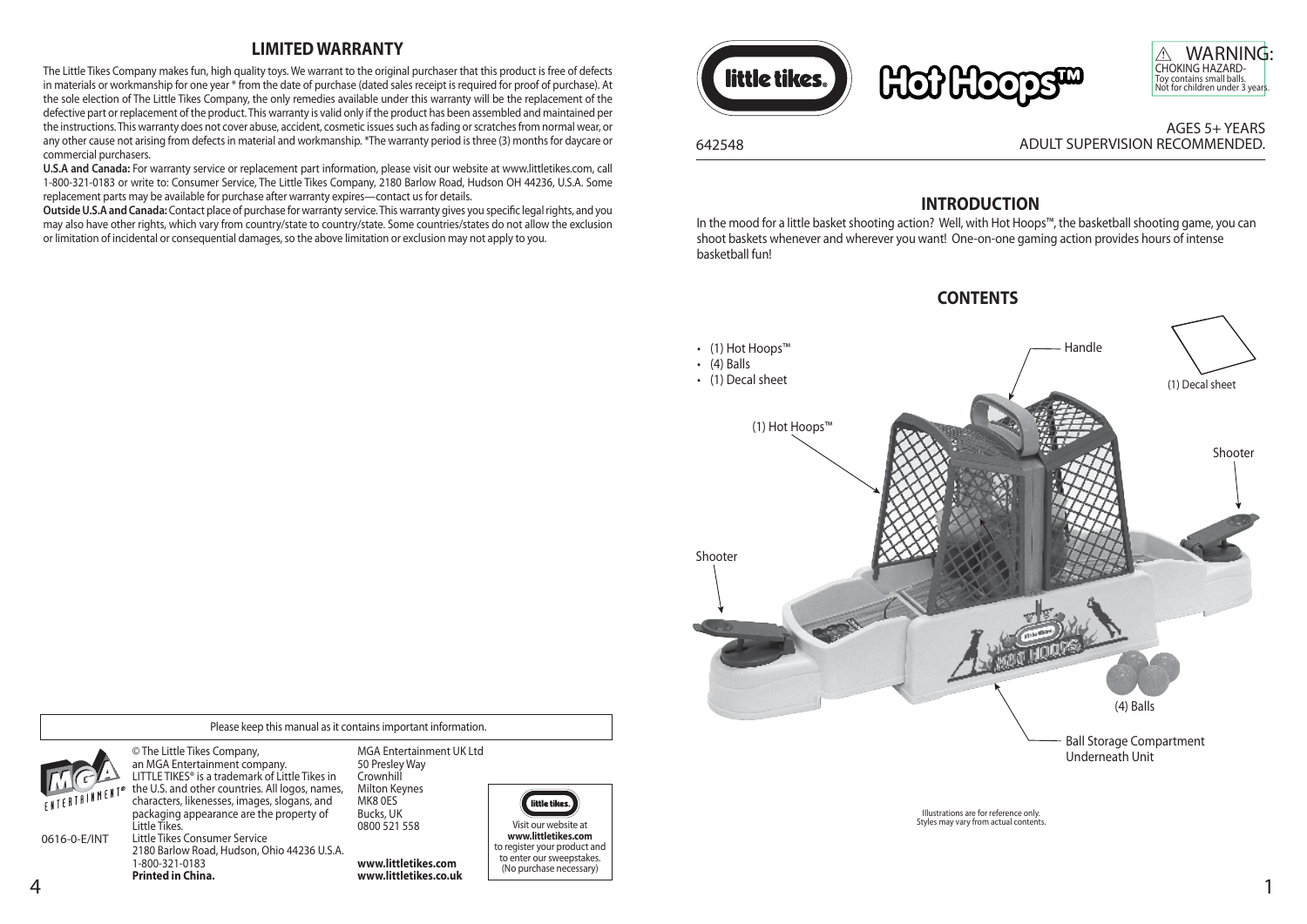## LIMITED WARRANTY

The Little Tikes Company makes fun, high quality toys. We warrant to the original purchaser that this product is free of defects in materials or workmanship for one year * from the date of purchase (dated sales receipt is required for proof of purchase). At the sole election of The Little Tikes Company, the only remedies available under this warranty will be the replacement of the defective part or replacement of the product. This warranty is valid only if the product has been assembled and maintained per the instructions. This warranty does not cover abuse, accident, cosmetic issues such as fading or scratches from normal wear, or any other cause not arising from defects in material and workmanship. *The warranty period is three (3) months for daycare or commercial purchasers.

**U.S.A and Canada:** For warranty service or replacement part information, please visit our website at www.littletikes.com, call 1-800-321-0183 or write to: Consumer Service, The Little Tikes Company, 2180 Barlow Road, Hudson OH 44236, U.S.A. Some replacement parts may be available for purchase after warranty expires—contact us for details.

**Outside U.S.A and Canada:** Contact place of purchase for warranty service. This warranty gives you specific legal rights, and you may also have other rights, which vary from country/state to country/state. Some countries/states do not allow the exclusion or limitation of incidental or consequential damages, so the above limitation or exclusion may not apply to you.

Please keep this manual as it contains important information.

0616-0-E/INT

© The Little Tikes Company, an MGA Entertainment company. LITTLE TIKES® is a trademark of Little Tikes in the U.S. and other countries. All logos, names, characters, likenesses, images, slogans, and packaging appearance are the property of Little Tikes.
Little Tikes Consumer Service
2180 Barlow Road, Hudson, Ohio 44236 U.S.A.
1-800-321-0183
**Printed in China.**

MGA Entertainment UK Ltd
50 Presley Way
Crownhill
Milton Keynes
MK8 0ES
Bucks, UK
0800 521 558

**www.littletikes.com**
**www.littletikes.co.uk**

Visit our website at **www.littletikes.com** to register your product and to enter our sweepstakes. (No purchase necessary)

# little tikes. Hot Hoops™

⚠ WARNING: CHOKING HAZARD- Toy contains small balls. Not for children under 3 years.

642548

AGES 5+ YEARS
ADULT SUPERVISION RECOMMENDED.

## INTRODUCTION

In the mood for a little basket shooting action? Well, with Hot Hoops™, the basketball shooting game, you can shoot baskets whenever and wherever you want! One-on-one gaming action provides hours of intense basketball fun!

## CONTENTS

- (1) Hot Hoops™
- (4) Balls
- (1) Decal sheet

Handle
(1) Decal sheet
(1) Hot Hoops™
Shooter
Shooter
(4) Balls
Ball Storage Compartment Underneath Unit

Illustrations are for reference only. Styles may vary from actual contents.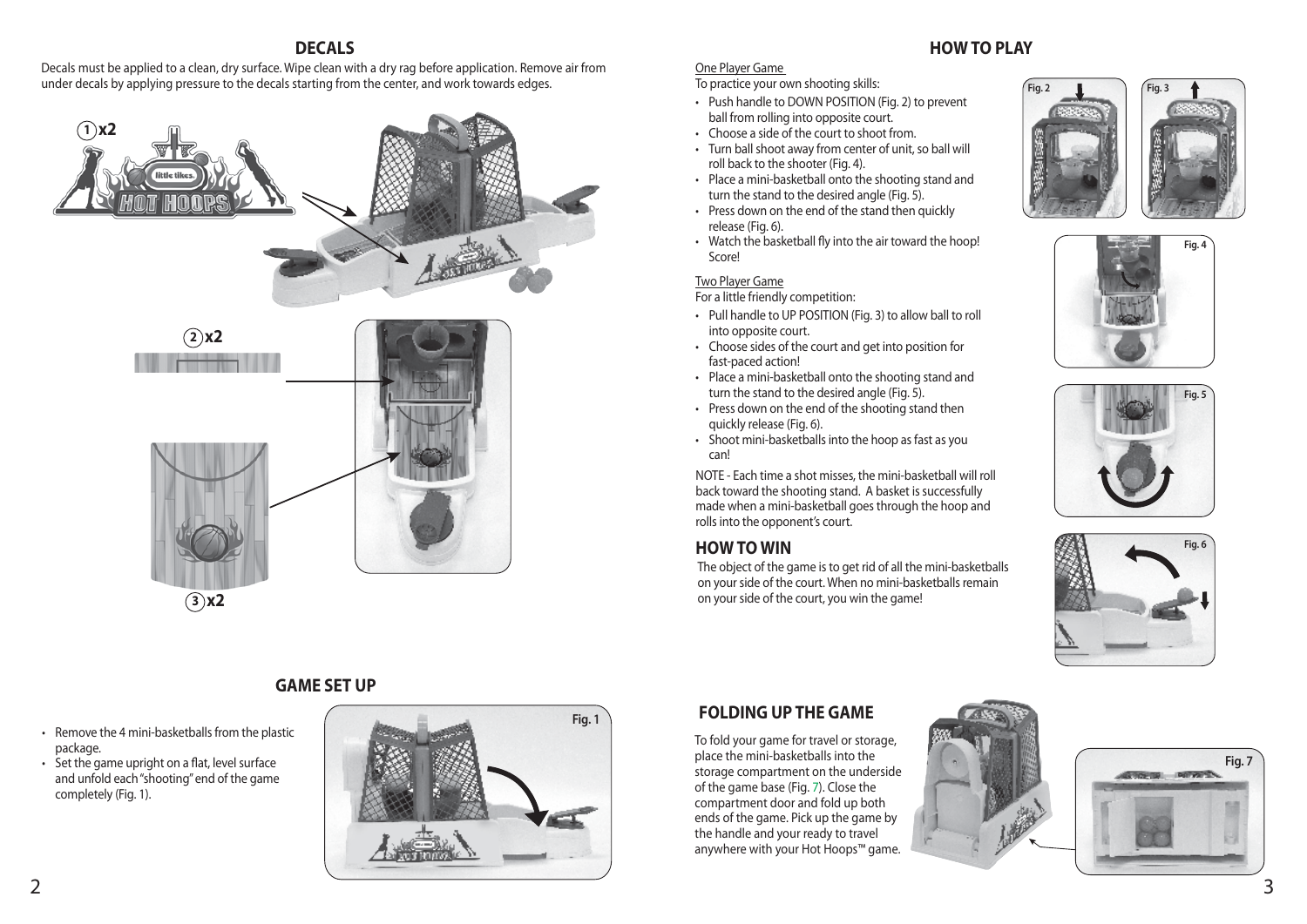## DECALS

Decals must be applied to a clean, dry surface. Wipe clean with a dry rag before application. Remove air from under decals by applying pressure to the decals starting from the center, and work towards edges.

1 x2

2 x2

3 x2

## GAME SET UP

- Remove the 4 mini-basketballs from the plastic package.
- Set the game upright on a flat, level surface and unfold each "shooting" end of the game completely (Fig. 1).

Fig. 1

## HOW TO PLAY

One Player Game

To practice your own shooting skills:

- Push handle to DOWN POSITION (Fig. 2) to prevent ball from rolling into opposite court.
- Choose a side of the court to shoot from.
- Turn ball shoot away from center of unit, so ball will roll back to the shooter (Fig. 4).
- Place a mini-basketball onto the shooting stand and turn the stand to the desired angle (Fig. 5).
- Press down on the end of the stand then quickly release (Fig. 6).
- Watch the basketball fly into the air toward the hoop! Score!

Two Player Game

For a little friendly competition:

- Pull handle to UP POSITION (Fig. 3) to allow ball to roll into opposite court.
- Choose sides of the court and get into position for fast-paced action!
- Place a mini-basketball onto the shooting stand and turn the stand to the desired angle (Fig. 5).
- Press down on the end of the shooting stand then quickly release (Fig. 6).
- Shoot mini-basketballs into the hoop as fast as you can!

NOTE - Each time a shot misses, the mini-basketball will roll back toward the shooting stand. A basket is successfully made when a mini-basketball goes through the hoop and rolls into the opponent's court.

Fig. 2

Fig. 3

Fig. 4

Fig. 5

Fig. 6

## HOW TO WIN

The object of the game is to get rid of all the mini-basketballs on your side of the court. When no mini-basketballs remain on your side of the court, you win the game!

## FOLDING UP THE GAME

To fold your game for travel or storage, place the mini-basketballs into the storage compartment on the underside of the game base (Fig. 7). Close the compartment door and fold up both ends of the game. Pick up the game by the handle and your ready to travel anywhere with your Hot Hoops™ game.

Fig. 7